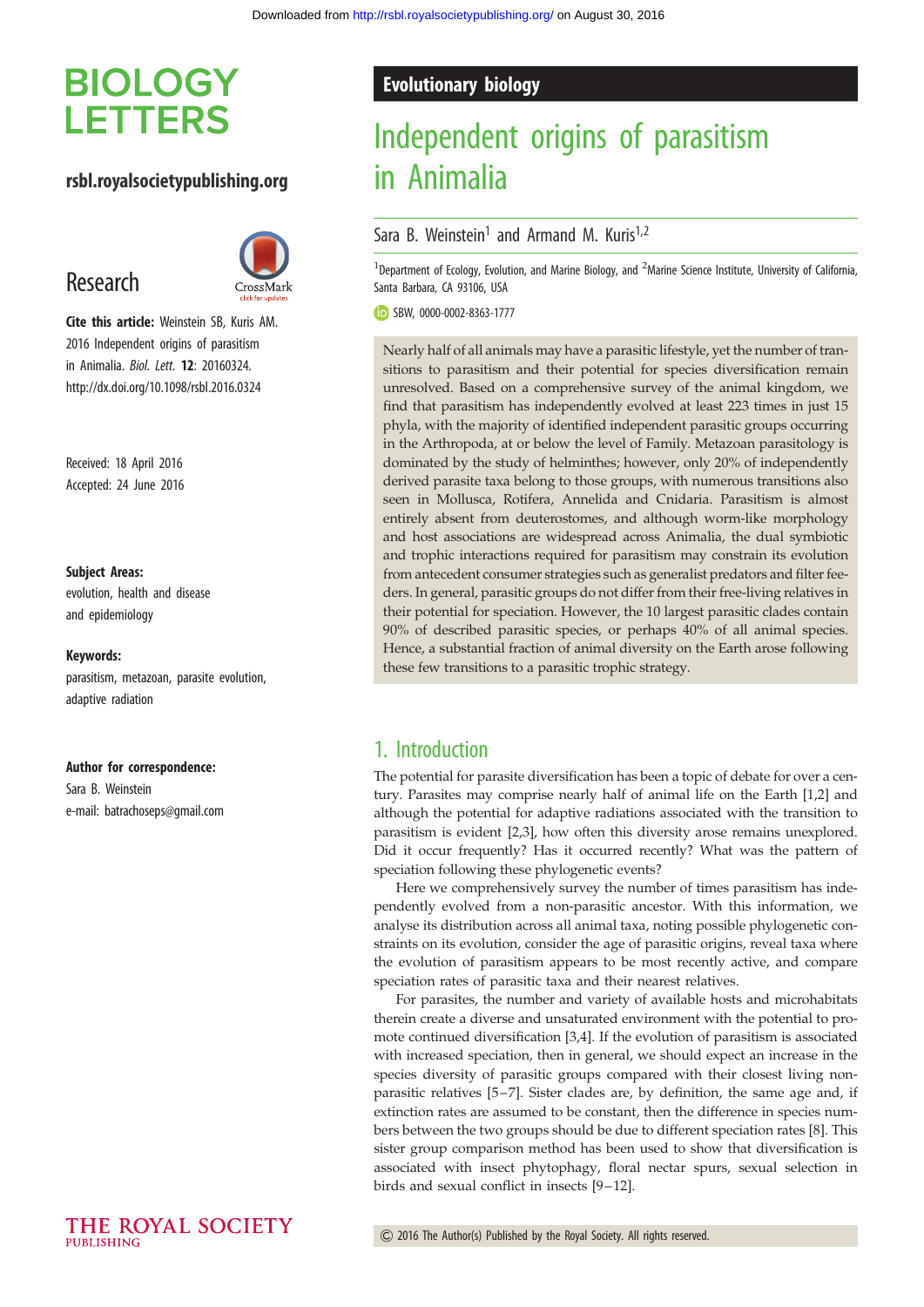# Independent origins of parasitism in Animalia

Sara B. Weinstein[1] and Armand M. Kuris[1,2]

[1]Department of Ecology, Evolution, and Marine Biology, and [2]Marine Science Institute, University of California, Santa Barbara, CA 93106, USA

SBW, 0000-0002-8363-1777

**Evolutionary biology**

**Research**

**Cite this article:** Weinstein SB, Kuris AM. 2016 Independent origins of parasitism in Animalia. *Biol. Lett.* **12**: 20160324. http://dx.doi.org/10.1098/rsbl.2016.0324

Received: 18 April 2016
Accepted: 24 June 2016

**Subject Areas:**
evolution, health and disease and epidemiology

**Keywords:**
parasitism, metazoan, parasite evolution, adaptive radiation

**Author for correspondence:**
Sara B. Weinstein
e-mail: batrachoseps@gmail.com

Nearly half of all animals may have a parasitic lifestyle, yet the number of transitions to parasitism and their potential for species diversification remain unresolved. Based on a comprehensive survey of the animal kingdom, we find that parasitism has independently evolved at least 223 times in just 15 phyla, with the majority of identified independent parasitic groups occurring in the Arthropoda, at or below the level of Family. Metazoan parasitology is dominated by the study of helminthes; however, only 20% of independently derived parasite taxa belong to those groups, with numerous transitions also seen in Mollusca, Rotifera, Annelida and Cnidaria. Parasitism is almost entirely absent from deuterostomes, and although worm-like morphology and host associations are widespread across Animalia, the dual symbiotic and trophic interactions required for parasitism may constrain its evolution from antecedent consumer strategies such as generalist predators and filter feeders. In general, parasitic groups do not differ from their free-living relatives in their potential for speciation. However, the 10 largest parasitic clades contain 90% of described parasitic species, or perhaps 40% of all animal species. Hence, a substantial fraction of animal diversity on the Earth arose following these few transitions to a parasitic trophic strategy.

## 1. Introduction

The potential for parasite diversification has been a topic of debate for over a century. Parasites may comprise nearly half of animal life on the Earth [1,2] and although the potential for adaptive radiations associated with the transition to parasitism is evident [2,3], how often this diversity arose remains unexplored. Did it occur frequently? Has it occurred recently? What was the pattern of speciation following these phylogenetic events?

Here we comprehensively survey the number of times parasitism has independently evolved from a non-parasitic ancestor. With this information, we analyse its distribution across all animal taxa, noting possible phylogenetic constraints on its evolution, consider the age of parasitic origins, reveal taxa where the evolution of parasitism appears to be most recently active, and compare speciation rates of parasitic taxa and their nearest relatives.

For parasites, the number and variety of available hosts and microhabitats therein create a diverse and unsaturated environment with the potential to promote continued diversification [3,4]. If the evolution of parasitism is associated with increased speciation, then in general, we should expect an increase in the species diversity of parasitic groups compared with their closest living non-parasitic relatives [5–7]. Sister clades are, by definition, the same age and, if extinction rates are assumed to be constant, then the difference in species numbers between the two groups should be due to different speciation rates [8]. This sister group comparison method has been used to show that diversification is associated with insect phytophagy, floral nectar spurs, sexual selection in birds and sexual conflict in insects [9–12].

© 2016 The Author(s) Published by the Royal Society. All rights reserved.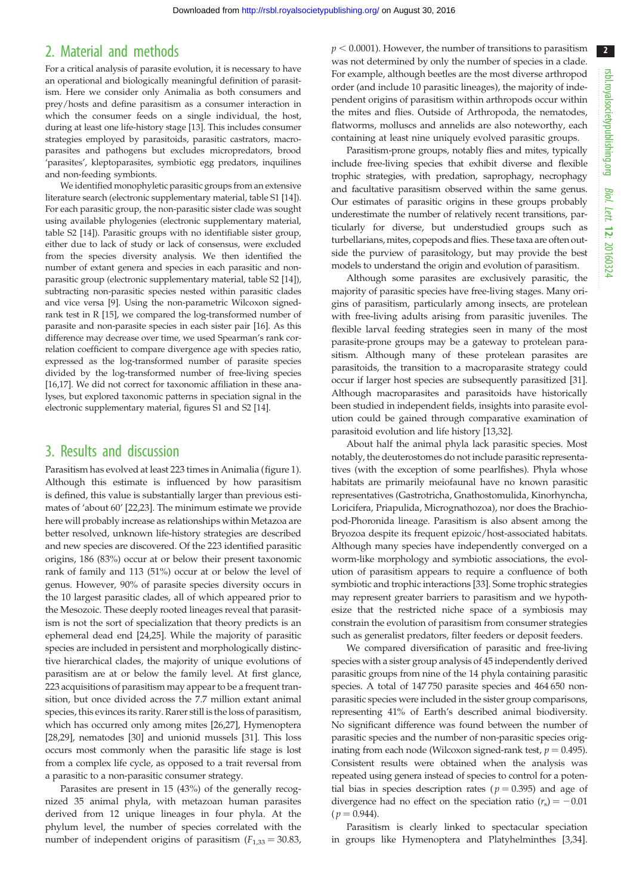## 2. Material and methods

For a critical analysis of parasite evolution, it is necessary to have an operational and biologically meaningful definition of parasitism. Here we consider only Animalia as both consumers and prey/hosts and define parasitism as a consumer interaction in which the consumer feeds on a single individual, the host, during at least one life-history stage [13]. This includes consumer strategies employed by parasitoids, parasitic castrators, macroparasites and pathogens but excludes micropredators, brood 'parasites', kleptoparasites, symbiotic egg predators, inquilines and non-feeding symbionts.

We identified monophyletic parasitic groups from an extensive literature search (electronic supplementary material, table S1 [14]). For each parasitic group, the non-parasitic sister clade was sought using available phylogenies (electronic supplementary material, table S2 [14]). Parasitic groups with no identifiable sister group, either due to lack of study or lack of consensus, were excluded from the species diversity analysis. We then identified the number of extant genera and species in each parasitic and non-parasitic group (electronic supplementary material, table S2 [14]), subtracting non-parasitic species nested within parasitic clades and vice versa [9]. Using the non-parametric Wilcoxon signed-rank test in R [15], we compared the log-transformed number of parasite and non-parasite species in each sister pair [16]. As this difference may decrease over time, we used Spearman's rank correlation coefficient to compare divergence age with species ratio, expressed as the log-transformed number of parasite species divided by the log-transformed number of free-living species [16,17]. We did not correct for taxonomic affiliation in these analyses, but explored taxonomic patterns in speciation signal in the electronic supplementary material, figures S1 and S2 [14].

## 3. Results and discussion

Parasitism has evolved at least 223 times in Animalia (figure 1). Although this estimate is influenced by how parasitism is defined, this value is substantially larger than previous estimates of 'about 60' [22,23]. The minimum estimate we provide here will probably increase as relationships within Metazoa are better resolved, unknown life-history strategies are described and new species are discovered. Of the 223 identified parasitic origins, 186 (83%) occur at or below their present taxonomic rank of family and 113 (51%) occur at or below the level of genus. However, 90% of parasite species diversity occurs in the 10 largest parasitic clades, all of which appeared prior to the Mesozoic. These deeply rooted lineages reveal that parasitism is not the sort of specialization that theory predicts is an ephemeral dead end [24,25]. While the majority of parasitic species are included in persistent and morphologically distinctive hierarchical clades, the majority of unique evolutions of parasitism are at or below the family level. At first glance, 223 acquisitions of parasitism may appear to be a frequent transition, but once divided across the 7.7 million extant animal species, this evinces its rarity. Rarer still is the loss of parasitism, which has occurred only among mites [26,27], Hymenoptera [28,29], nematodes [30] and unionid mussels [31]. This loss occurs most commonly when the parasitic life stage is lost from a complex life cycle, as opposed to a trait reversal from a parasitic to a non-parasitic consumer strategy.

Parasites are present in 15 (43%) of the generally recognized 35 animal phyla, with metazoan human parasites derived from 12 unique lineages in four phyla. At the phylum level, the number of species correlated with the number of independent origins of parasitism ($F_{1,33} = 30.83$, $p < 0.0001$). However, the number of transitions to parasitism was not determined by only the number of species in a clade. For example, although beetles are the most diverse arthropod order (and include 10 parasitic lineages), the majority of independent origins of parasitism within arthropods occur within the mites and flies. Outside of Arthropoda, the nematodes, flatworms, molluscs and annelids are also noteworthy, each containing at least nine uniquely evolved parasitic groups.

Parasitism-prone groups, notably flies and mites, typically include free-living species that exhibit diverse and flexible trophic strategies, with predation, saprophagy, necrophagy and facultative parasitism observed within the same genus. Our estimates of parasitic origins in these groups probably underestimate the number of relatively recent transitions, particularly for diverse, but understudied groups such as turbellarians, mites, copepods and flies. These taxa are often outside the purview of parasitology, but may provide the best models to understand the origin and evolution of parasitism.

Although some parasites are exclusively parasitic, the majority of parasitic species have free-living stages. Many origins of parasitism, particularly among insects, are protelean with free-living adults arising from parasitic juveniles. The flexible larval feeding strategies seen in many of the most parasite-prone groups may be a gateway to protelean parasitism. Although many of these protelean parasites are parasitoids, the transition to a macroparasite strategy could occur if larger host species are subsequently parasitized [31]. Although macroparasites and parasitoids have historically been studied in independent fields, insights into parasite evolution could be gained through comparative examination of parasitoid evolution and life history [13,32].

About half the animal phyla lack parasitic species. Most notably, the deuterostomes do not include parasitic representatives (with the exception of some pearlfishes). Phyla whose habitats are primarily meiofaunal have no known parasitic representatives (Gastrotricha, Gnathostomulida, Kinorhyncha, Loricifera, Priapulida, Micrognathozoa), nor does the Brachiopod-Phoronida lineage. Parasitism is also absent among the Bryozoa despite its frequent epizoic/host-associated habitats. Although many species have independently converged on a worm-like morphology and symbiotic associations, the evolution of parasitism appears to require a confluence of both symbiotic and trophic interactions [33]. Some trophic strategies may represent greater barriers to parasitism and we hypothesize that the restricted niche space of a symbiosis may constrain the evolution of parasitism from consumer strategies such as generalist predators, filter feeders or deposit feeders.

We compared diversification of parasitic and free-living species with a sister group analysis of 45 independently derived parasitic groups from nine of the 14 phyla containing parasitic species. A total of 147 750 parasite species and 464 650 non-parasitic species were included in the sister group comparisons, representing 41% of Earth's described animal biodiversity. No significant difference was found between the number of parasitic species and the number of non-parasitic species originating from each node (Wilcoxon signed-rank test, $p = 0.495$). Consistent results were obtained when the analysis was repeated using genera instead of species to control for a potential bias in species description rates ($p = 0.395$) and age of divergence had no effect on the speciation ratio ($r_s = -0.01$ ($p = 0.944$).

Parasitism is clearly linked to spectacular speciation in groups like Hymenoptera and Platyhelminthes [3,34].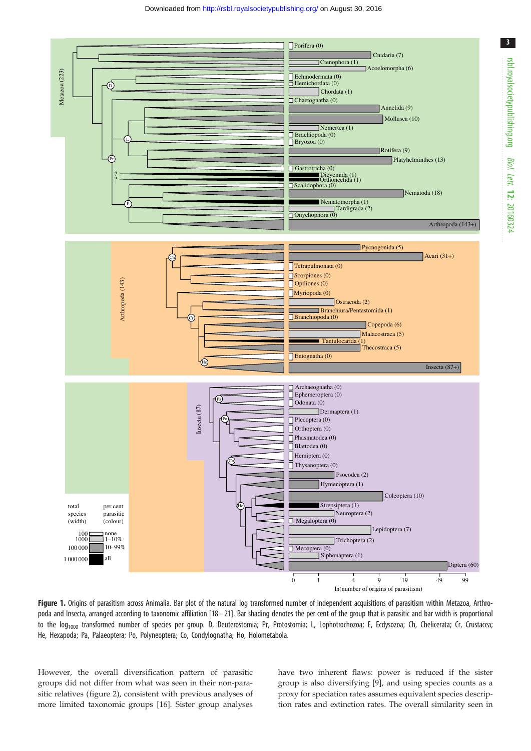**Figure 1.** Origins of parasitism across Animalia. Bar plot of the natural log transformed number of independent acquisitions of parasitism within Metazoa, Arthropoda and Insecta, arranged according to taxonomic affiliation [18–21]. Bar shading denotes the per cent of the group that is parasitic and bar width is proportional to the $\log_{1000}$ transformed number of species per group. D, Deuterostomia; Pr, Protostomia; L, Lophotrochozoa; E, Ecdysozoa; Ch, Chelicerata; Cr, Crustacea; He, Hexapoda; Pa, Palaeoptera; Po, Polyneoptera; Co, Condylognatha; Ho, Holometabola.

However, the overall diversification pattern of parasitic groups did not differ from what was seen in their non-parasitic relatives (figure 2), consistent with previous analyses of more limited taxonomic groups [16]. Sister group analyses have two inherent flaws: power is reduced if the sister group is also diversifying [9], and using species counts as a proxy for speciation rates assumes equivalent species description rates and extinction rates. The overall similarity seen in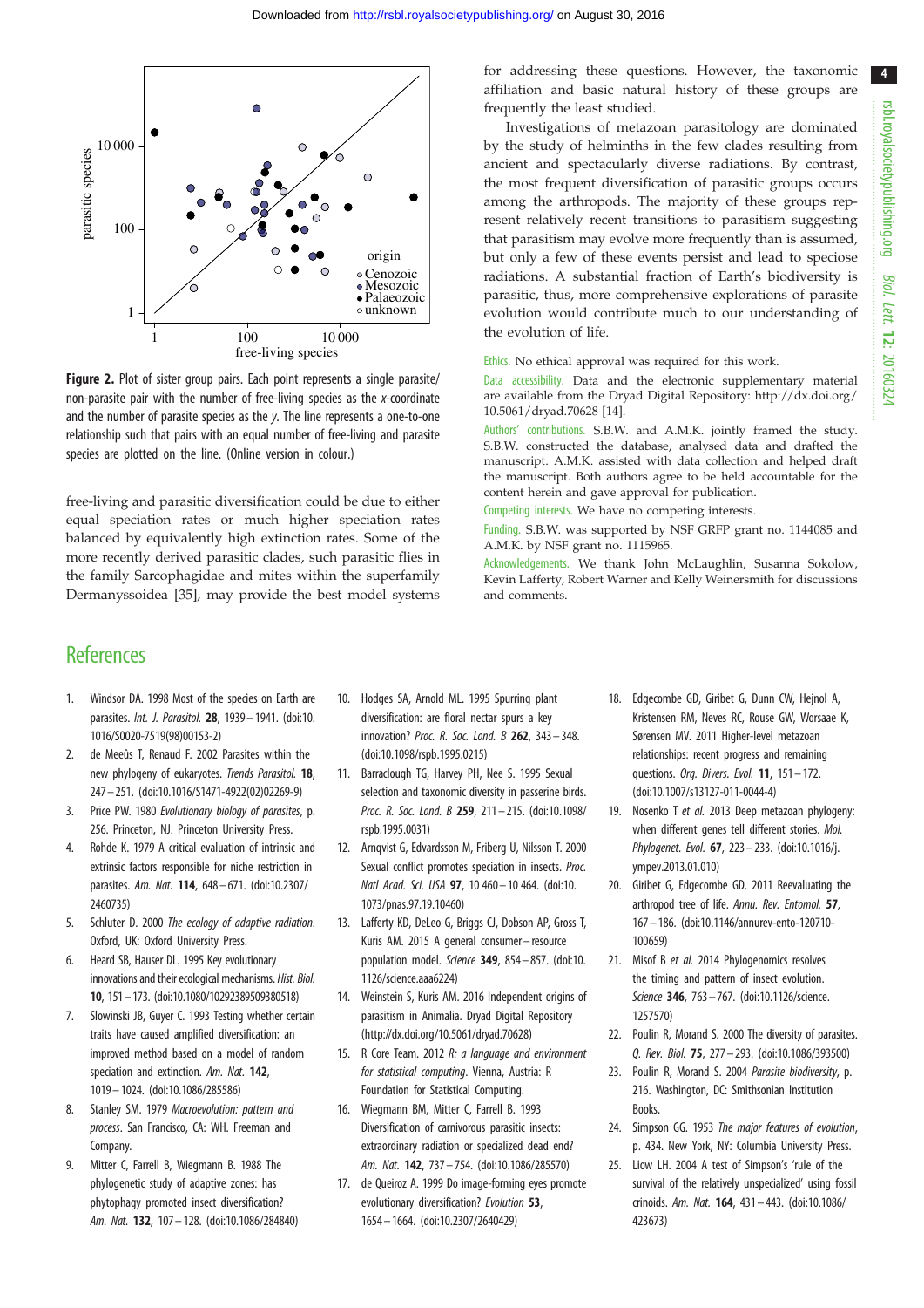parasitic species

10 000

100

1

1

100

10 000

free-living species

origin
Cenozoic
Mesozoic
Palaeozoic
unknown

**Figure 2.** Plot of sister group pairs. Each point represents a single parasite/non-parasite pair with the number of free-living species as the *x*-coordinate and the number of parasite species as the *y*. The line represents a one-to-one relationship such that pairs with an equal number of free-living and parasite species are plotted on the line. (Online version in colour.)

free-living and parasitic diversification could be due to either equal speciation rates or much higher speciation rates balanced by equivalently high extinction rates. Some of the more recently derived parasitic clades, such parasitic flies in the family Sarcophagidae and mites within the superfamily Dermanyssoidea [35], may provide the best model systems for addressing these questions. However, the taxonomic affiliation and basic natural history of these groups are frequently the least studied.

Investigations of metazoan parasitology are dominated by the study of helminths in the few clades resulting from ancient and spectacularly diverse radiations. By contrast, the most frequent diversification of parasitic groups occurs among the arthropods. The majority of these groups represent relatively recent transitions to parasitism suggesting that parasitism may evolve more frequently than is assumed, but only a few of these events persist and lead to speciose radiations. A substantial fraction of Earth's biodiversity is parasitic, thus, more comprehensive explorations of parasite evolution would contribute much to our understanding of the evolution of life.

Ethics. No ethical approval was required for this work.

Data accessibility. Data and the electronic supplementary material are available from the Dryad Digital Repository: http://dx.doi.org/10.5061/dryad.70628 [14].

Authors' contributions. S.B.W. and A.M.K. jointly framed the study. S.B.W. constructed the database, analysed data and drafted the manuscript. A.M.K. assisted with data collection and helped draft the manuscript. Both authors agree to be held accountable for the content herein and gave approval for publication.

Competing interests. We have no competing interests.

Funding. S.B.W. was supported by NSF GRFP grant no. 1144085 and A.M.K. by NSF grant no. 1115965.

Acknowledgements. We thank John McLaughlin, Susanna Sokolow, Kevin Lafferty, Robert Warner and Kelly Weinersmith for discussions and comments.

## References

1. Windsor DA. 1998 Most of the species on Earth are parasites. *Int. J. Parasitol.* **28**, 1939–1941. (doi:10.1016/S0020-7519(98)00153-2)
2. de Meeûs T, Renaud F. 2002 Parasites within the new phylogeny of eukaryotes. *Trends Parasitol.* **18**, 247–251. (doi:10.1016/S1471-4922(02)02269-9)
3. Price PW. 1980 *Evolutionary biology of parasites*, p. 256. Princeton, NJ: Princeton University Press.
4. Rohde K. 1979 A critical evaluation of intrinsic and extrinsic factors responsible for niche restriction in parasites. *Am. Nat.* **114**, 648–671. (doi:10.2307/2460735)
5. Schluter D. 2000 *The ecology of adaptive radiation*. Oxford, UK: Oxford University Press.
6. Heard SB, Hauser DL. 1995 Key evolutionary innovations and their ecological mechanisms. *Hist. Biol.* **10**, 151–173. (doi:10.1080/10292389509380518)
7. Slowinski JB, Guyer C. 1993 Testing whether certain traits have caused amplified diversification: an improved method based on a model of random speciation and extinction. *Am. Nat.* **142**, 1019–1024. (doi:10.1086/285586)
8. Stanley SM. 1979 *Macroevolution: pattern and process*. San Francisco, CA: WH. Freeman and Company.
9. Mitter C, Farrell B, Wiegmann B. 1988 The phylogenetic study of adaptive zones: has phytophagy promoted insect diversification? *Am. Nat.* **132**, 107–128. (doi:10.1086/284840)
10. Hodges SA, Arnold ML. 1995 Spurring plant diversification: are floral nectar spurs a key innovation? *Proc. R. Soc. Lond. B* **262**, 343–348. (doi:10.1098/rspb.1995.0215)
11. Barraclough TG, Harvey PH, Nee S. 1995 Sexual selection and taxonomic diversity in passerine birds. *Proc. R. Soc. Lond. B* **259**, 211–215. (doi:10.1098/rspb.1995.0031)
12. Arnqvist G, Edvardsson M, Friberg U, Nilsson T. 2000 Sexual conflict promotes speciation in insects. *Proc. Natl Acad. Sci. USA* **97**, 10 460–10 464. (doi:10.1073/pnas.97.19.10460)
13. Lafferty KD, DeLeo G, Briggs CJ, Dobson AP, Gross T, Kuris AM. 2015 A general consumer–resource population model. *Science* **349**, 854–857. (doi:10.1126/science.aaa6224)
14. Weinstein S, Kuris AM. 2016 Independent origins of parasitism in Animalia. Dryad Digital Repository (http://dx.doi.org/10.5061/dryad.70628)
15. R Core Team. 2012 *R: a language and environment for statistical computing*. Vienna, Austria: R Foundation for Statistical Computing.
16. Wiegmann BM, Mitter C, Farrell B. 1993 Diversification of carnivorous parasitic insects: extraordinary radiation or specialized dead end? *Am. Nat.* **142**, 737–754. (doi:10.1086/285570)
17. de Queiroz A. 1999 Do image-forming eyes promote evolutionary diversification? *Evolution* **53**, 1654–1664. (doi:10.2307/2640429)
18. Edgecombe GD, Giribet G, Dunn CW, Hejnol A, Kristensen RM, Neves RC, Rouse GW, Worsaae K, Sørensen MV. 2011 Higher-level metazoan relationships: recent progress and remaining questions. *Org. Divers. Evol.* **11**, 151–172. (doi:10.1007/s13127-011-0044-4)
19. Nosenko T *et al.* 2013 Deep metazoan phylogeny: when different genes tell different stories. *Mol. Phylogenet. Evol.* **67**, 223–233. (doi:10.1016/j.ympev.2013.01.010)
20. Giribet G, Edgecombe GD. 2011 Reevaluating the arthropod tree of life. *Annu. Rev. Entomol.* **57**, 167–186. (doi:10.1146/annurev-ento-120710-100659)
21. Misof B *et al.* 2014 Phylogenomics resolves the timing and pattern of insect evolution. *Science* **346**, 763–767. (doi:10.1126/science.1257570)
22. Poulin R, Morand S. 2000 The diversity of parasites. *Q. Rev. Biol.* **75**, 277–293. (doi:10.1086/393500)
23. Poulin R, Morand S. 2004 *Parasite biodiversity*, p. 216. Washington, DC: Smithsonian Institution Books.
24. Simpson GG. 1953 *The major features of evolution*, p. 434. New York, NY: Columbia University Press.
25. Liow LH. 2004 A test of Simpson's 'rule of the survival of the relatively unspecialized' using fossil crinoids. *Am. Nat.* **164**, 431–443. (doi:10.1086/423673)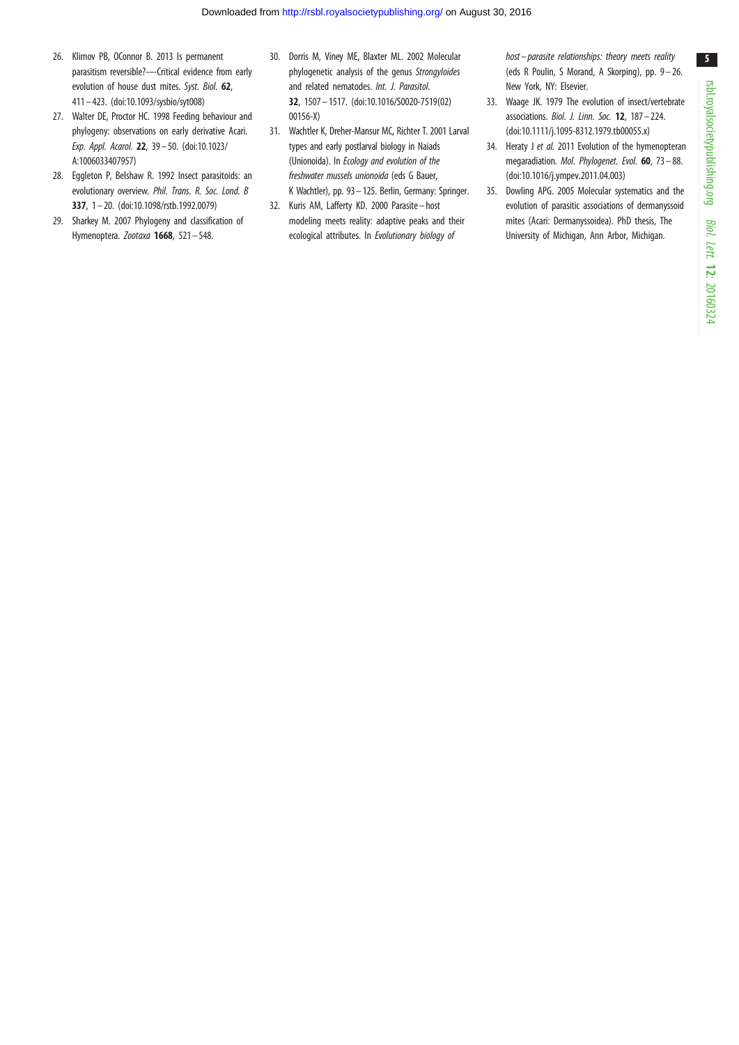26. Klimov PB, OConnor B. 2013 Is permanent parasitism reversible?—Critical evidence from early evolution of house dust mites. *Syst. Biol.* **62**, 411–423. (doi:10.1093/sysbio/syt008)
27. Walter DE, Proctor HC. 1998 Feeding behaviour and phylogeny: observations on early derivative Acari. *Exp. Appl. Acarol.* **22**, 39–50. (doi:10.1023/A:1006033407957)
28. Eggleton P, Belshaw R. 1992 Insect parasitoids: an evolutionary overview. *Phil. Trans. R. Soc. Lond. B* **337**, 1–20. (doi:10.1098/rstb.1992.0079)
29. Sharkey M. 2007 Phylogeny and classification of Hymenoptera. *Zootaxa* **1668**, 521–548.
30. Dorris M, Viney ME, Blaxter ML. 2002 Molecular phylogenetic analysis of the genus *Strongyloides* and related nematodes. *Int. J. Parasitol.* **32**, 1507–1517. (doi:10.1016/S0020-7519(02)00156-X)
31. Wachtler K, Dreher-Mansur MC, Richter T. 2001 Larval types and early postlarval biology in Naiads (Unionoida). In *Ecology and evolution of the freshwater mussels unionoida* (eds G Bauer, K Wachtler), pp. 93–125. Berlin, Germany: Springer.
32. Kuris AM, Lafferty KD. 2000 Parasite–host modeling meets reality: adaptive peaks and their ecological attributes. In *Evolutionary biology of host–parasite relationships: theory meets reality* (eds R Poulin, S Morand, A Skorping), pp. 9–26. New York, NY: Elsevier.
33. Waage JK. 1979 The evolution of insect/vertebrate associations. *Biol. J. Linn. Soc.* **12**, 187–224. (doi:10.1111/j.1095-8312.1979.tb00055.x)
34. Heraty J *et al.* 2011 Evolution of the hymenopteran megaradiation. *Mol. Phylogenet. Evol.* **60**, 73–88. (doi:10.1016/j.ympev.2011.04.003)
35. Dowling APG. 2005 Molecular systematics and the evolution of parasitic associations of dermanyssoid mites (Acari: Dermanyssoidea). PhD thesis, The University of Michigan, Ann Arbor, Michigan.